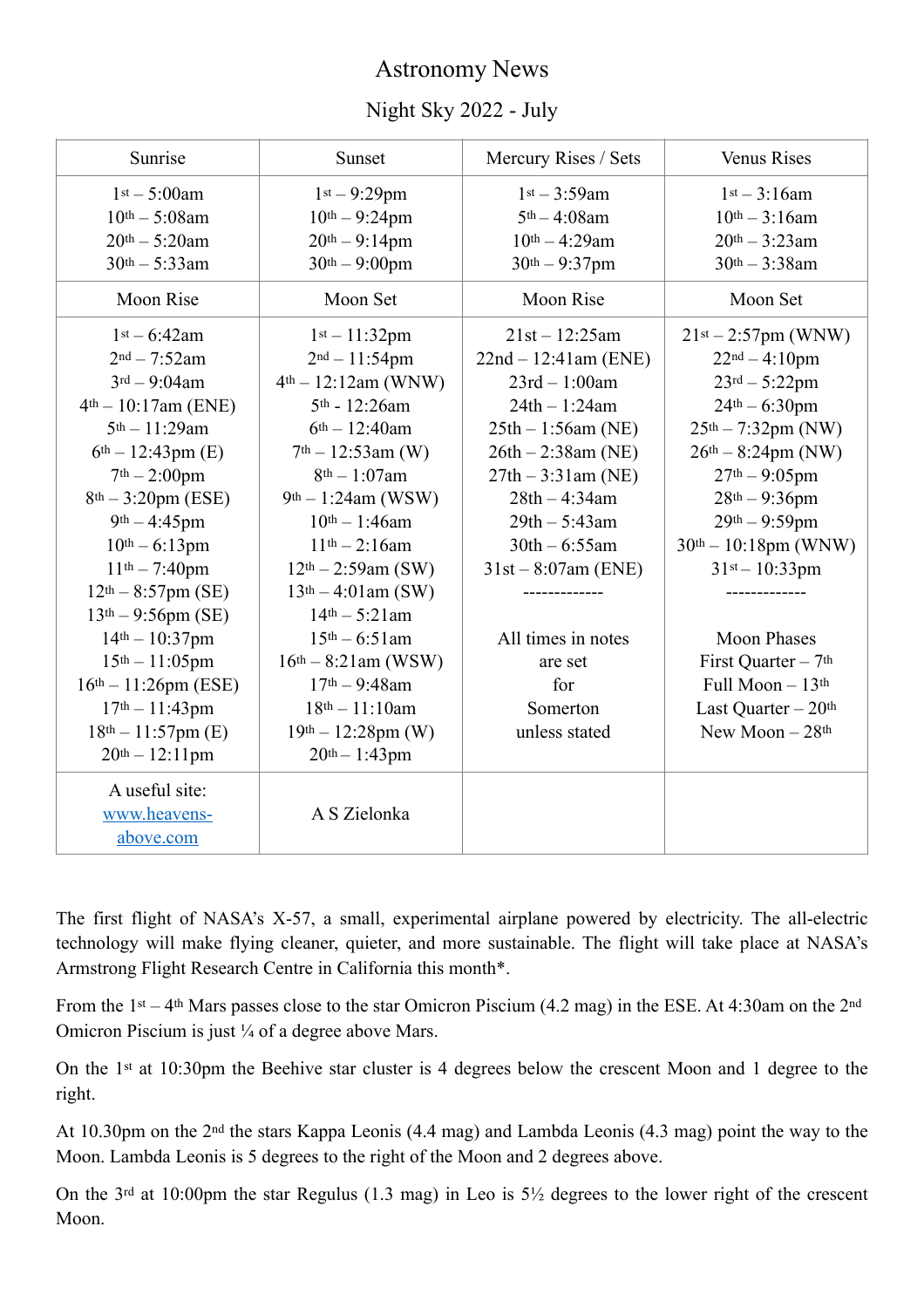# Astronomy News

## Night Sky 2022 - July

| Sunrise | Sunset | Mercury Rises / Sets | Venus Rises |
|---|---|---|---|
| 1st – 5:00am<br>10th – 5:08am<br>20th – 5:20am<br>30th – 5:33am | 1st – 9:29pm<br>10th – 9:24pm<br>20th – 9:14pm<br>30th – 9:00pm | 1st – 3:59am<br>5th – 4:08am<br>10th – 4:29am<br>30th – 9:37pm | 1st – 3:16am<br>10th – 3:16am<br>20th – 3:23am<br>30th – 3:38am |
| **Moon Rise** | **Moon Set** | **Moon Rise** | **Moon Set** |
| 1st – 6:42am<br>2nd – 7:52am<br>3rd – 9:04am<br>4th – 10:17am (ENE)<br>5th – 11:29am<br>6th – 12:43pm (E)<br>7th – 2:00pm<br>8th – 3:20pm (ESE)<br>9th – 4:45pm<br>10th – 6:13pm<br>11th – 7:40pm<br>12th – 8:57pm (SE)<br>13th – 9:56pm (SE)<br>14th – 10:37pm<br>15th – 11:05pm<br>16th – 11:26pm (ESE)<br>17th – 11:43pm<br>18th – 11:57pm (E)<br>20th – 12:11pm | 1st – 11:32pm<br>2nd – 11:54pm<br>4th – 12:12am (WNW)<br>5th - 12:26am<br>6th – 12:40am<br>7th – 12:53am (W)<br>8th – 1:07am<br>9th – 1:24am (WSW)<br>10th – 1:46am<br>11th – 2:16am<br>12th – 2:59am (SW)<br>13th – 4:01am (SW)<br>14th – 5:21am<br>15th – 6:51am<br>16th – 8:21am (WSW)<br>17th – 9:48am<br>18th – 11:10am<br>19th – 12:28pm (W)<br>20th – 1:43pm | 21st – 12:25am<br>22nd – 12:41am (ENE)<br>23rd – 1:00am<br>24th – 1:24am<br>25th – 1:56am (NE)<br>26th – 2:38am (NE)<br>27th – 3:31am (NE)<br>28th – 4:34am<br>29th – 5:43am<br>30th – 6:55am<br>31st – 8:07am (ENE)<br>-------------<br><br>All times in notes are set for Somerton unless stated | 21st – 2:57pm (WNW)<br>22nd – 4:10pm<br>23rd – 5:22pm<br>24th – 6:30pm<br>25th – 7:32pm (NW)<br>26th – 8:24pm (NW)<br>27th – 9:05pm<br>28th – 9:36pm<br>29th – 9:59pm<br>30th – 10:18pm (WNW)<br>31st – 10:33pm<br>-------------<br><br>Moon Phases<br>First Quarter – 7th<br>Full Moon – 13th<br>Last Quarter – 20th<br>New Moon – 28th |
| A useful site: [www.heavens-above.com](http://www.heavens-above.com) | A S Zielonka | | |

The first flight of NASA's X-57, a small, experimental airplane powered by electricity. The all-electric technology will make flying cleaner, quieter, and more sustainable. The flight will take place at NASA's Armstrong Flight Research Centre in California this month*.

From the 1st – 4th Mars passes close to the star Omicron Piscium (4.2 mag) in the ESE. At 4:30am on the 2nd Omicron Piscium is just ¼ of a degree above Mars.

On the 1st at 10:30pm the Beehive star cluster is 4 degrees below the crescent Moon and 1 degree to the right.

At 10.30pm on the 2nd the stars Kappa Leonis (4.4 mag) and Lambda Leonis (4.3 mag) point the way to the Moon. Lambda Leonis is 5 degrees to the right of the Moon and 2 degrees above.

On the 3rd at 10:00pm the star Regulus (1.3 mag) in Leo is 5½ degrees to the lower right of the crescent Moon.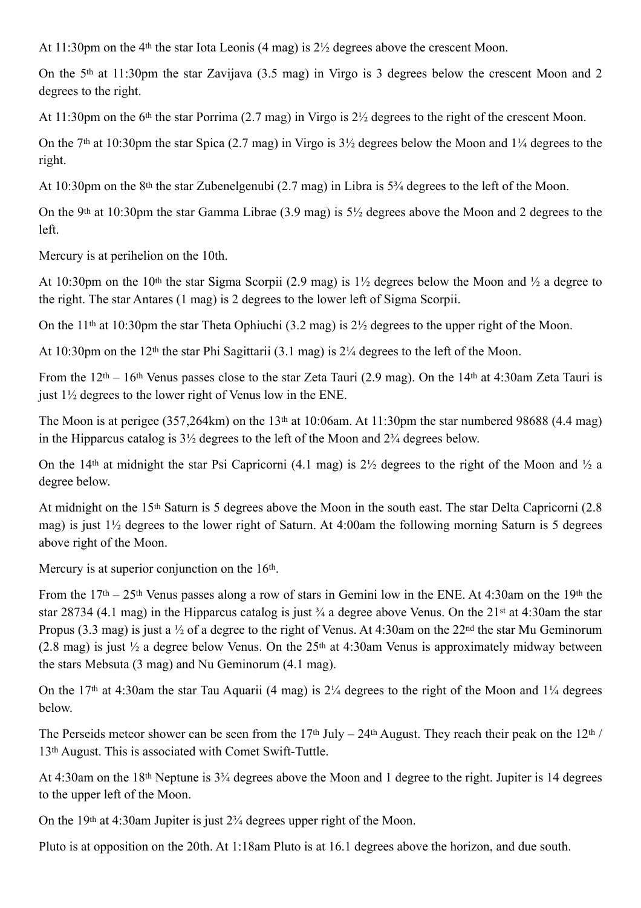At 11:30pm on the 4th the star Iota Leonis (4 mag) is 2½ degrees above the crescent Moon.

On the 5th at 11:30pm the star Zavijava (3.5 mag) in Virgo is 3 degrees below the crescent Moon and 2 degrees to the right.

At 11:30pm on the 6th the star Porrima (2.7 mag) in Virgo is 2½ degrees to the right of the crescent Moon.

On the 7th at 10:30pm the star Spica (2.7 mag) in Virgo is 3½ degrees below the Moon and 1¼ degrees to the right.

At 10:30pm on the 8th the star Zubenelgenubi (2.7 mag) in Libra is 5¾ degrees to the left of the Moon.

On the 9th at 10:30pm the star Gamma Librae (3.9 mag) is 5½ degrees above the Moon and 2 degrees to the left.

Mercury is at perihelion on the 10th.

At 10:30pm on the 10th the star Sigma Scorpii (2.9 mag) is 1½ degrees below the Moon and ½ a degree to the right. The star Antares (1 mag) is 2 degrees to the lower left of Sigma Scorpii.

On the 11th at 10:30pm the star Theta Ophiuchi (3.2 mag) is 2½ degrees to the upper right of the Moon.

At 10:30pm on the 12th the star Phi Sagittarii (3.1 mag) is 2¼ degrees to the left of the Moon.

From the 12th – 16th Venus passes close to the star Zeta Tauri (2.9 mag). On the 14th at 4:30am Zeta Tauri is just 1½ degrees to the lower right of Venus low in the ENE.

The Moon is at perigee (357,264km) on the 13th at 10:06am. At 11:30pm the star numbered 98688 (4.4 mag) in the Hipparcus catalog is 3½ degrees to the left of the Moon and 2¾ degrees below.

On the 14th at midnight the star Psi Capricorni (4.1 mag) is 2½ degrees to the right of the Moon and ½ a degree below.

At midnight on the 15th Saturn is 5 degrees above the Moon in the south east. The star Delta Capricorni (2.8 mag) is just 1½ degrees to the lower right of Saturn. At 4:00am the following morning Saturn is 5 degrees above right of the Moon.

Mercury is at superior conjunction on the 16th.

From the 17th – 25th Venus passes along a row of stars in Gemini low in the ENE. At 4:30am on the 19th the star 28734 (4.1 mag) in the Hipparcus catalog is just ¾ a degree above Venus. On the 21st at 4:30am the star Propus (3.3 mag) is just a ½ of a degree to the right of Venus. At 4:30am on the 22nd the star Mu Geminorum (2.8 mag) is just ½ a degree below Venus. On the 25th at 4:30am Venus is approximately midway between the stars Mebsuta (3 mag) and Nu Geminorum (4.1 mag).

On the 17th at 4:30am the star Tau Aquarii (4 mag) is 2¼ degrees to the right of the Moon and 1¼ degrees below.

The Perseids meteor shower can be seen from the 17th July – 24th August. They reach their peak on the 12th / 13th August. This is associated with Comet Swift-Tuttle.

At 4:30am on the 18th Neptune is 3¾ degrees above the Moon and 1 degree to the right. Jupiter is 14 degrees to the upper left of the Moon.

On the 19th at 4:30am Jupiter is just 2¾ degrees upper right of the Moon.

Pluto is at opposition on the 20th. At 1:18am Pluto is at 16.1 degrees above the horizon, and due south.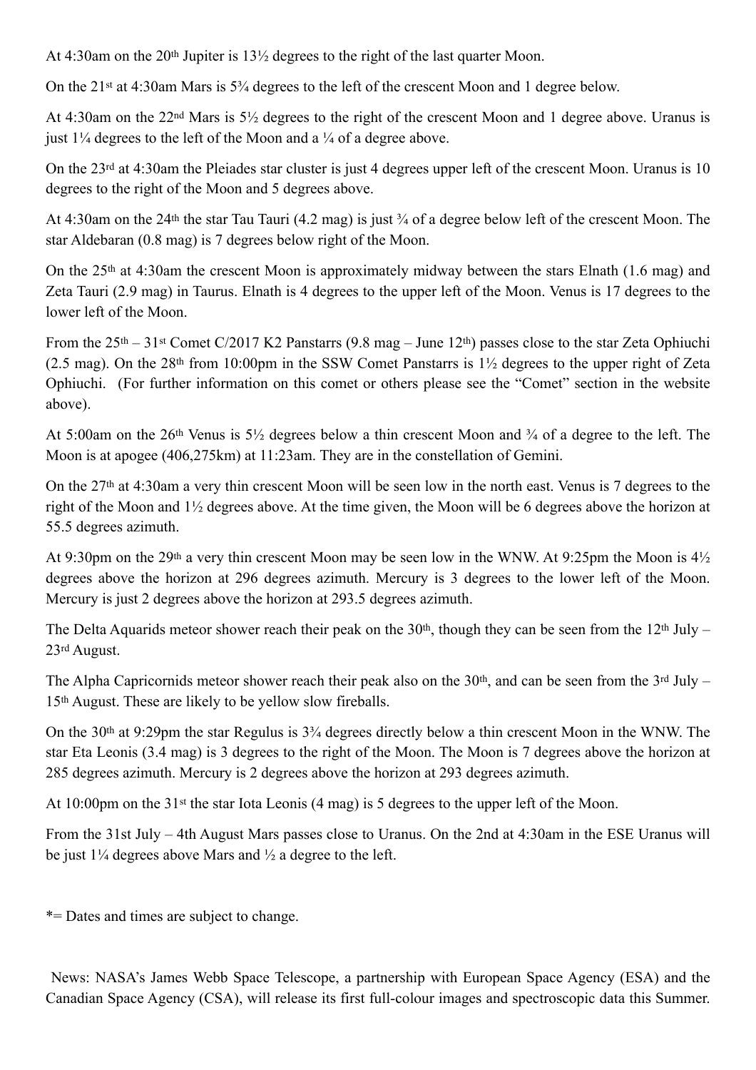At 4:30am on the 20th Jupiter is 13½ degrees to the right of the last quarter Moon.

On the 21st at 4:30am Mars is 5¾ degrees to the left of the crescent Moon and 1 degree below.

At 4:30am on the 22nd Mars is 5½ degrees to the right of the crescent Moon and 1 degree above. Uranus is just 1¼ degrees to the left of the Moon and a ¼ of a degree above.

On the 23rd at 4:30am the Pleiades star cluster is just 4 degrees upper left of the crescent Moon. Uranus is 10 degrees to the right of the Moon and 5 degrees above.

At 4:30am on the 24th the star Tau Tauri (4.2 mag) is just ¾ of a degree below left of the crescent Moon. The star Aldebaran (0.8 mag) is 7 degrees below right of the Moon.

On the 25th at 4:30am the crescent Moon is approximately midway between the stars Elnath (1.6 mag) and Zeta Tauri (2.9 mag) in Taurus. Elnath is 4 degrees to the upper left of the Moon. Venus is 17 degrees to the lower left of the Moon.

From the 25th – 31st Comet C/2017 K2 Panstarrs (9.8 mag – June 12th) passes close to the star Zeta Ophiuchi (2.5 mag). On the 28th from 10:00pm in the SSW Comet Panstarrs is 1½ degrees to the upper right of Zeta Ophiuchi. (For further information on this comet or others please see the "Comet" section in the website above).

At 5:00am on the 26th Venus is 5½ degrees below a thin crescent Moon and ¾ of a degree to the left. The Moon is at apogee (406,275km) at 11:23am. They are in the constellation of Gemini.

On the 27th at 4:30am a very thin crescent Moon will be seen low in the north east. Venus is 7 degrees to the right of the Moon and 1½ degrees above. At the time given, the Moon will be 6 degrees above the horizon at 55.5 degrees azimuth.

At 9:30pm on the 29th a very thin crescent Moon may be seen low in the WNW. At 9:25pm the Moon is 4½ degrees above the horizon at 296 degrees azimuth. Mercury is 3 degrees to the lower left of the Moon. Mercury is just 2 degrees above the horizon at 293.5 degrees azimuth.

The Delta Aquarids meteor shower reach their peak on the 30th, though they can be seen from the 12th July – 23rd August.

The Alpha Capricornids meteor shower reach their peak also on the 30th, and can be seen from the 3rd July – 15th August. These are likely to be yellow slow fireballs.

On the 30th at 9:29pm the star Regulus is 3¾ degrees directly below a thin crescent Moon in the WNW. The star Eta Leonis (3.4 mag) is 3 degrees to the right of the Moon. The Moon is 7 degrees above the horizon at 285 degrees azimuth. Mercury is 2 degrees above the horizon at 293 degrees azimuth.

At 10:00pm on the 31st the star Iota Leonis (4 mag) is 5 degrees to the upper left of the Moon.

From the 31st July – 4th August Mars passes close to Uranus. On the 2nd at 4:30am in the ESE Uranus will be just 1¼ degrees above Mars and ½ a degree to the left.

*= Dates and times are subject to change.

News: NASA's James Webb Space Telescope, a partnership with European Space Agency (ESA) and the Canadian Space Agency (CSA), will release its first full-colour images and spectroscopic data this Summer.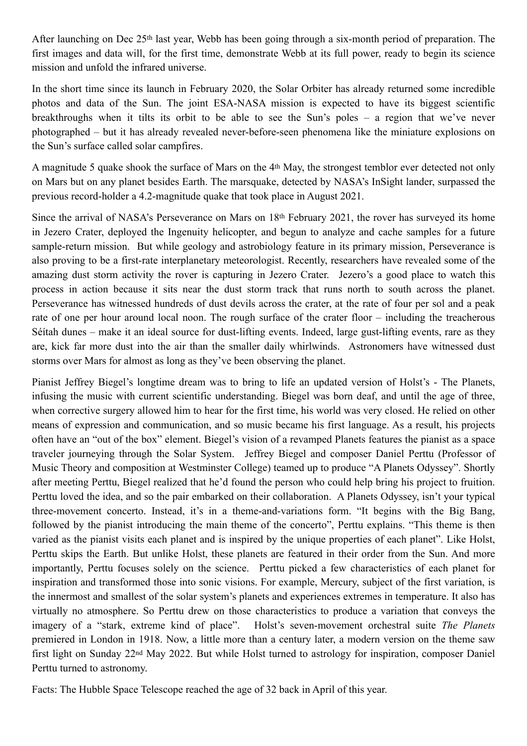After launching on Dec 25th last year, Webb has been going through a six-month period of preparation. The first images and data will, for the first time, demonstrate Webb at its full power, ready to begin its science mission and unfold the infrared universe.

In the short time since its launch in February 2020, the Solar Orbiter has already returned some incredible photos and data of the Sun. The joint ESA-NASA mission is expected to have its biggest scientific breakthroughs when it tilts its orbit to be able to see the Sun's poles – a region that we've never photographed – but it has already revealed never-before-seen phenomena like the miniature explosions on the Sun's surface called solar campfires.

A magnitude 5 quake shook the surface of Mars on the 4th May, the strongest temblor ever detected not only on Mars but on any planet besides Earth. The marsquake, detected by NASA's InSight lander, surpassed the previous record-holder a 4.2-magnitude quake that took place in August 2021.

Since the arrival of NASA's Perseverance on Mars on 18th February 2021, the rover has surveyed its home in Jezero Crater, deployed the Ingenuity helicopter, and begun to analyze and cache samples for a future sample-return mission. But while geology and astrobiology feature in its primary mission, Perseverance is also proving to be a first-rate interplanetary meteorologist. Recently, researchers have revealed some of the amazing dust storm activity the rover is capturing in Jezero Crater. Jezero's a good place to watch this process in action because it sits near the dust storm track that runs north to south across the planet. Perseverance has witnessed hundreds of dust devils across the crater, at the rate of four per sol and a peak rate of one per hour around local noon. The rough surface of the crater floor – including the treacherous Séítah dunes – make it an ideal source for dust-lifting events. Indeed, large gust-lifting events, rare as they are, kick far more dust into the air than the smaller daily whirlwinds. Astronomers have witnessed dust storms over Mars for almost as long as they've been observing the planet.

Pianist Jeffrey Biegel's longtime dream was to bring to life an updated version of Holst's - The Planets, infusing the music with current scientific understanding. Biegel was born deaf, and until the age of three, when corrective surgery allowed him to hear for the first time, his world was very closed. He relied on other means of expression and communication, and so music became his first language. As a result, his projects often have an "out of the box" element. Biegel's vision of a revamped Planets features the pianist as a space traveler journeying through the Solar System. Jeffrey Biegel and composer Daniel Perttu (Professor of Music Theory and composition at Westminster College) teamed up to produce "A Planets Odyssey". Shortly after meeting Perttu, Biegel realized that he'd found the person who could help bring his project to fruition. Perttu loved the idea, and so the pair embarked on their collaboration. A Planets Odyssey, isn't your typical three-movement concerto. Instead, it's in a theme-and-variations form. "It begins with the Big Bang, followed by the pianist introducing the main theme of the concerto", Perttu explains. "This theme is then varied as the pianist visits each planet and is inspired by the unique properties of each planet". Like Holst, Perttu skips the Earth. But unlike Holst, these planets are featured in their order from the Sun. And more importantly, Perttu focuses solely on the science. Perttu picked a few characteristics of each planet for inspiration and transformed those into sonic visions. For example, Mercury, subject of the first variation, is the innermost and smallest of the solar system's planets and experiences extremes in temperature. It also has virtually no atmosphere. So Perttu drew on those characteristics to produce a variation that conveys the imagery of a "stark, extreme kind of place". Holst's seven-movement orchestral suite *The Planets* premiered in London in 1918. Now, a little more than a century later, a modern version on the theme saw first light on Sunday 22nd May 2022. But while Holst turned to astrology for inspiration, composer Daniel Perttu turned to astronomy.

Facts: The Hubble Space Telescope reached the age of 32 back in April of this year.